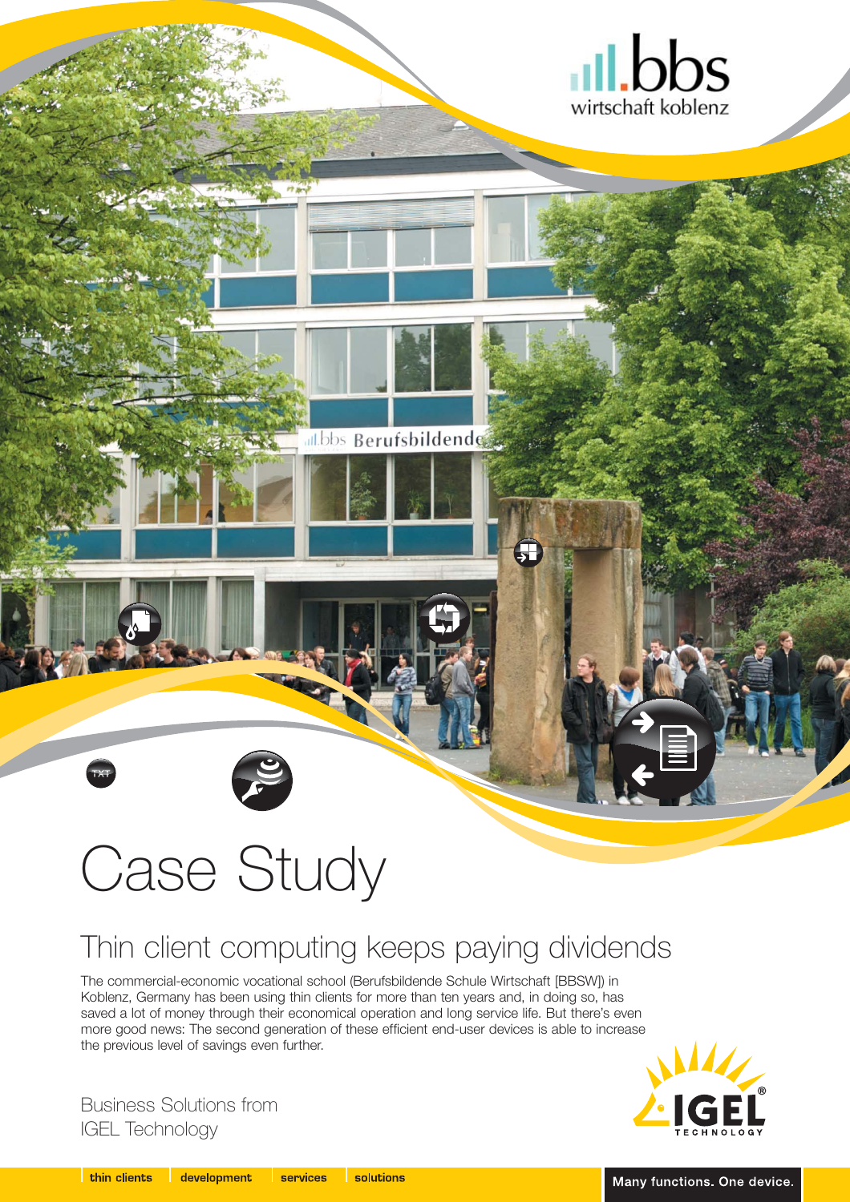# Case Study

## Thin client computing keeps paying dividends

The commercial-economic vocational school (Berufsbildende Schule Wirtschaft [BBSW]) in Koblenz, Germany has been using thin clients for more than ten years and, in doing so, has saved a lot of money through their economical operation and long service life. But there's even more good news: The second generation of these efficient end-user devices is able to increase the previous level of savings even further.

Business Solutions from IGEL Technology

thin clients | development | services | solutions

Many functions. One device.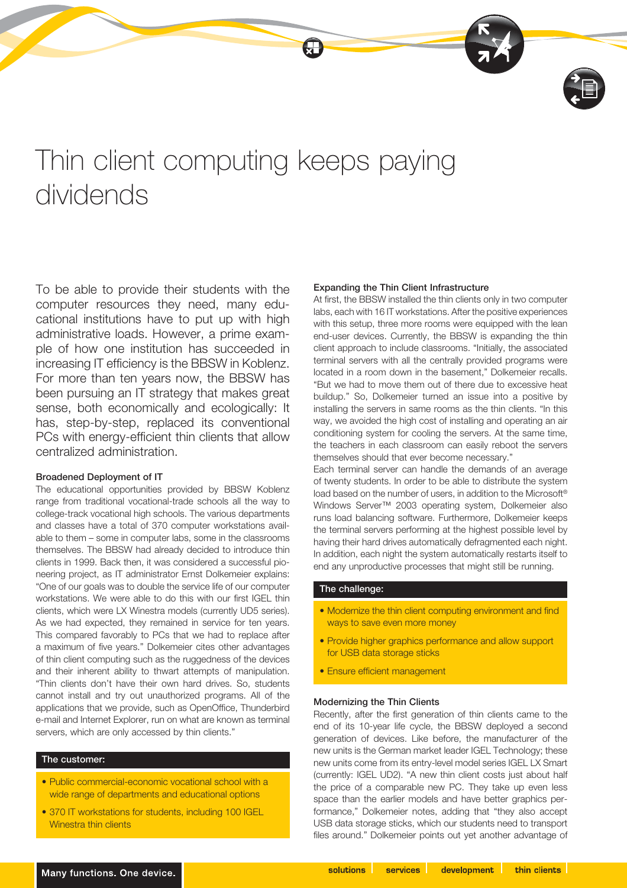# Thin client computing keeps paying dividends

To be able to provide their students with the computer resources they need, many educational institutions have to put up with high administrative loads. However, a prime example of how one institution has succeeded in increasing IT efficiency is the BBSW in Koblenz. For more than ten years now, the BBSW has been pursuing an IT strategy that makes great sense, both economically and ecologically: It has, step-by-step, replaced its conventional PCs with energy-efficient thin clients that allow centralized administration.

### Broadened Deployment of IT

The educational opportunities provided by BBSW Koblenz range from traditional vocational-trade schools all the way to college-track vocational high schools. The various departments and classes have a total of 370 computer workstations available to them – some in computer labs, some in the classrooms themselves. The BBSW had already decided to introduce thin clients in 1999. Back then, it was considered a successful pioneering project, as IT administrator Ernst Dolkemeier explains: "One of our goals was to double the service life of our computer workstations. We were able to do this with our first IGEL thin clients, which were LX Winestra models (currently UD5 series). As we had expected, they remained in service for ten years. This compared favorably to PCs that we had to replace after a maximum of five years." Dolkemeier cites other advantages of thin client computing such as the ruggedness of the devices and their inherent ability to thwart attempts of manipulation. "Thin clients don't have their own hard drives. So, students cannot install and try out unauthorized programs. All of the applications that we provide, such as OpenOffice, Thunderbird e-mail and Internet Explorer, run on what are known as terminal servers, which are only accessed by thin clients."

**The customer:**

- Public commercial-economic vocational school with a wide range of departments and educational options
- 370 IT workstations for students, including 100 IGEL Winestra thin clients

### Expanding the Thin Client Infrastructure

At first, the BBSW installed the thin clients only in two computer labs, each with 16 IT workstations. After the positive experiences with this setup, three more rooms were equipped with the lean end-user devices. Currently, the BBSW is expanding the thin client approach to include classrooms. "Initially, the associated terminal servers with all the centrally provided programs were located in a room down in the basement," Dolkemeier recalls. "But we had to move them out of there due to excessive heat buildup." So, Dolkemeier turned an issue into a positive by installing the servers in same rooms as the thin clients. "In this way, we avoided the high cost of installing and operating an air conditioning system for cooling the servers. At the same time, the teachers in each classroom can easily reboot the servers themselves should that ever become necessary."

Each terminal server can handle the demands of an average of twenty students. In order to be able to distribute the system load based on the number of users, in addition to the Microsoft® Windows Server™ 2003 operating system, Dolkemeier also runs load balancing software. Furthermore, Dolkemeier keeps the terminal servers performing at the highest possible level by having their hard drives automatically defragmented each night. In addition, each night the system automatically restarts itself to end any unproductive processes that might still be running.

**The challenge:**

- Modernize the thin client computing environment and find ways to save even more money
- Provide higher graphics performance and allow support for USB data storage sticks
- Ensure efficient management

### Modernizing the Thin Clients

Recently, after the first generation of thin clients came to the end of its 10-year life cycle, the BBSW deployed a second generation of devices. Like before, the manufacturer of the new units is the German market leader IGEL Technology; these new units come from its entry-level model series IGEL LX Smart (currently: IGEL UD2). "A new thin client costs just about half the price of a comparable new PC. They take up even less space than the earlier models and have better graphics performance," Dolkemeier notes, adding that "they also accept USB data storage sticks, which our students need to transport files around." Dolkemeier points out yet another advantage of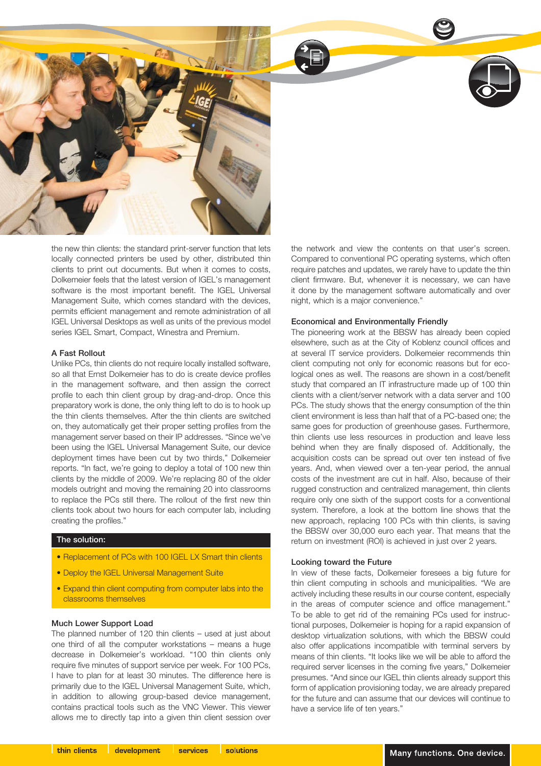the new thin clients: the standard print-server function that lets locally connected printers be used by other, distributed thin clients to print out documents. But when it comes to costs, Dolkemeier feels that the latest version of IGEL's management software is the most important benefit. The IGEL Universal Management Suite, which comes standard with the devices, permits efficient management and remote administration of all IGEL Universal Desktops as well as units of the previous model series IGEL Smart, Compact, Winestra and Premium.

### A Fast Rollout

Unlike PCs, thin clients do not require locally installed software, so all that Ernst Dolkemeier has to do is create device profiles in the management software, and then assign the correct profile to each thin client group by drag-and-drop. Once this preparatory work is done, the only thing left to do is to hook up the thin clients themselves. After the thin clients are switched on, they automatically get their proper setting profiles from the management server based on their IP addresses. "Since we've been using the IGEL Universal Management Suite, our device deployment times have been cut by two thirds," Dolkemeier reports. "In fact, we're going to deploy a total of 100 new thin clients by the middle of 2009. We're replacing 80 of the older models outright and moving the remaining 20 into classrooms to replace the PCs still there. The rollout of the first new thin clients took about two hours for each computer lab, including creating the profiles."

### The solution:

- Replacement of PCs with 100 IGEL LX Smart thin clients
- Deploy the IGEL Universal Management Suite
- Expand thin client computing from computer labs into the classrooms themselves

### Much Lower Support Load

The planned number of 120 thin clients – used at just about one third of all the computer workstations – means a huge decrease in Dolkemeier's workload. "100 thin clients only require five minutes of support service per week. For 100 PCs, I have to plan for at least 30 minutes. The difference here is primarily due to the IGEL Universal Management Suite, which, in addition to allowing group-based device management, contains practical tools such as the VNC Viewer. This viewer allows me to directly tap into a given thin client session over the network and view the contents on that user's screen. Compared to conventional PC operating systems, which often require patches and updates, we rarely have to update the thin client firmware. But, whenever it is necessary, we can have it done by the management software automatically and over night, which is a major convenience."

### Economical and Environmentally Friendly

The pioneering work at the BBSW has already been copied elsewhere, such as at the City of Koblenz council offices and at several IT service providers. Dolkemeier recommends thin client computing not only for economic reasons but for ecological ones as well. The reasons are shown in a cost/benefit study that compared an IT infrastructure made up of 100 thin clients with a client/server network with a data server and 100 PCs. The study shows that the energy consumption of the thin client environment is less than half that of a PC-based one; the same goes for production of greenhouse gases. Furthermore, thin clients use less resources in production and leave less behind when they are finally disposed of. Additionally, the acquisition costs can be spread out over ten instead of five years. And, when viewed over a ten-year period, the annual costs of the investment are cut in half. Also, because of their rugged construction and centralized management, thin clients require only one sixth of the support costs for a conventional system. Therefore, a look at the bottom line shows that the new approach, replacing 100 PCs with thin clients, is saving the BBSW over 30,000 euro each year. That means that the return on investment (ROI) is achieved in just over 2 years.

### Looking toward the Future

In view of these facts, Dolkemeier foresees a big future for thin client computing in schools and municipalities. "We are actively including these results in our course content, especially in the areas of computer science and office management." To be able to get rid of the remaining PCs used for instructional purposes, Dolkemeier is hoping for a rapid expansion of desktop virtualization solutions, with which the BBSW could also offer applications incompatible with terminal servers by means of thin clients. "It looks like we will be able to afford the required server licenses in the coming five years," Dolkemeier presumes. "And since our IGEL thin clients already support this form of application provisioning today, we are already prepared for the future and can assume that our devices will continue to have a service life of ten years."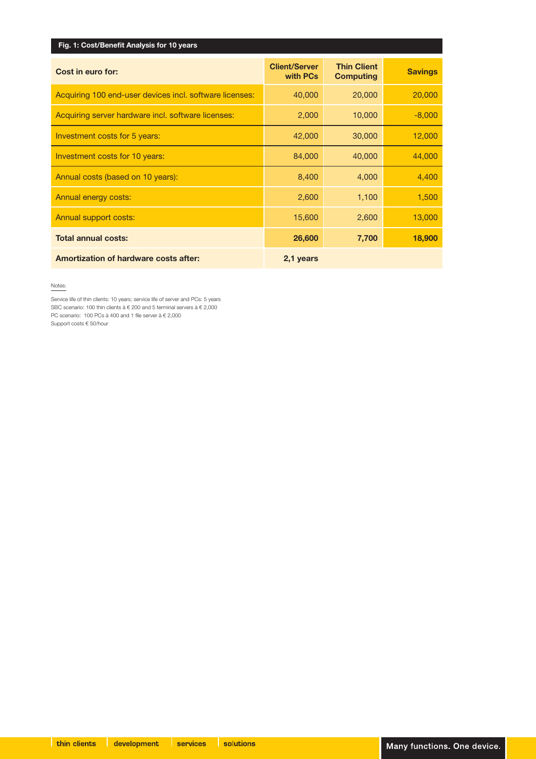**Fig. 1: Cost/Benefit Analysis for 10 years**

| Cost in euro for: | Client/Server with PCs | Thin Client Computing | Savings |
|---|---|---|---|
| Acquiring 100 end-user devices incl. software licenses: | 40,000 | 20,000 | 20,000 |
| Acquiring server hardware incl. software licenses: | 2,000 | 10,000 | -8,000 |
| Investment costs for 5 years: | 42,000 | 30,000 | 12,000 |
| Investment costs for 10 years: | 84,000 | 40,000 | 44,000 |
| Annual costs (based on 10 years): | 8,400 | 4,000 | 4,400 |
| Annual energy costs: | 2,600 | 1,100 | 1,500 |
| Annual support costs: | 15,600 | 2,600 | 13,000 |
| **Total annual costs:** | **26,600** | **7,700** | **18,900** |
| **Amortization of hardware costs after:** | **2,1 years** | | |

Notes:

Service life of thin clients: 10 years; service life of server and PCs: 5 years
SBC scenario: 100 thin clients à € 200 and 5 terminal servers à € 2,000
PC scenario: 100 PCs à 400 and 1 file server à € 2,000
Support costs € 50/hour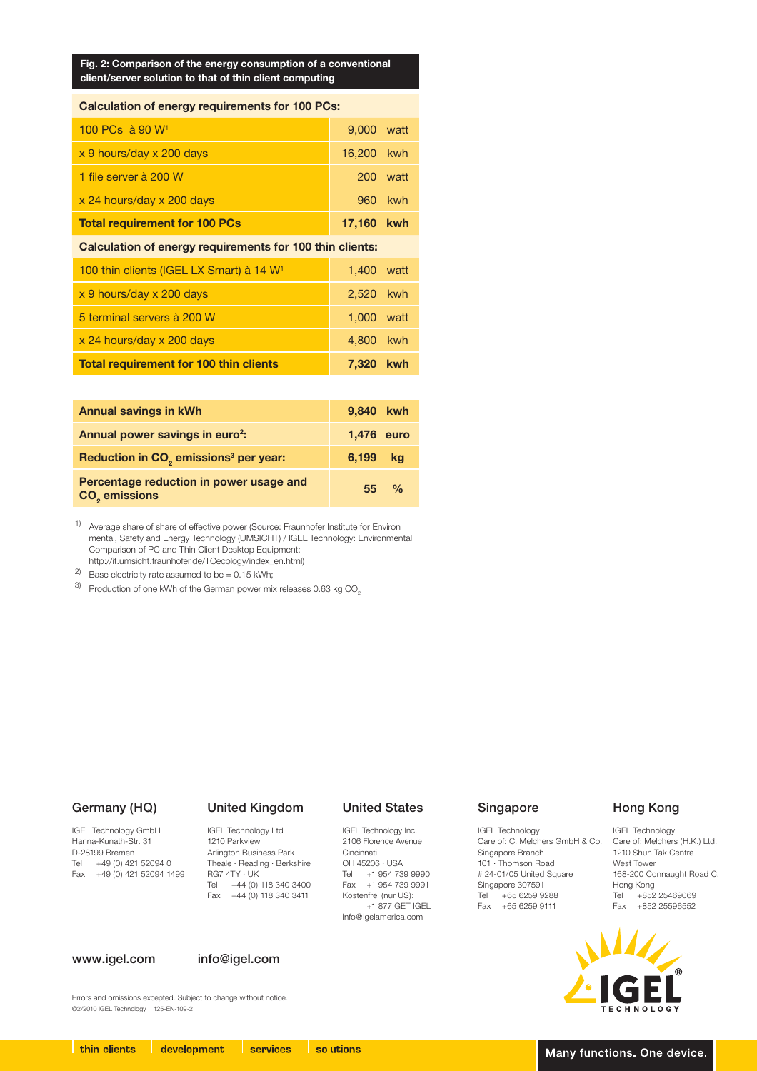**Fig. 2: Comparison of the energy consumption of a conventional client/server solution to that of thin client computing**

| | | |
|---|---|---|
| **Calculation of energy requirements for 100 PCs:** | | |
| 100 PCs à 90 W[1] | 9,000 | watt |
| x 9 hours/day x 200 days | 16,200 | kwh |
| 1 file server à 200 W | 200 | watt |
| x 24 hours/day x 200 days | 960 | kwh |
| **Total requirement for 100 PCs** | **17,160** | **kwh** |
| **Calculation of energy requirements for 100 thin clients:** | | |
| 100 thin clients (IGEL LX Smart) à 14 W[1] | 1,400 | watt |
| x 9 hours/day x 200 days | 2,520 | kwh |
| 5 terminal servers à 200 W | 1,000 | watt |
| x 24 hours/day x 200 days | 4,800 | kwh |
| **Total requirement for 100 thin clients** | **7,320** | **kwh** |

| | | |
|---|---|---|
| **Annual savings in kWh** | **9,840** | **kwh** |
| **Annual power savings in euro[2]:** | **1,476** | **euro** |
| **Reduction in $CO_2$ emissions[3] per year:** | **6,199** | **kg** |
| **Percentage reduction in power usage and $CO_2$ emissions** | **55** | **%** |

1) Average share of share of effective power (Source: Fraunhofer Institute for Environ mental, Safety and Energy Technology (UMSICHT) / IGEL Technology: Environmental Comparison of PC and Thin Client Desktop Equipment: http://it.umsicht.fraunhofer.de/TCecology/index_en.html)

2) Base electricity rate assumed to be = 0.15 kWh;

3) Production of one kWh of the German power mix releases 0.63 kg $CO_2$

### Germany (HQ)

IGEL Technology GmbH
Hanna-Kunath-Str. 31
D-28199 Bremen
Tel +49 (0) 421 52094 0
Fax +49 (0) 421 52094 1499

### United Kingdom

IGEL Technology Ltd
1210 Parkview
Arlington Business Park
Theale · Reading · Berkshire
RG7 4TY · UK
Tel +44 (0) 118 340 3400
Fax +44 (0) 118 340 3411

### United States

IGEL Technology Inc.
2106 Florence Avenue
Cincinnati
OH 45206 · USA
Tel +1 954 739 9990
Fax +1 954 739 9991
Kostenfrei (nur US):
+1 877 GET IGEL
info@igelamerica.com

### Singapore

IGEL Technology
Care of: C. Melchers GmbH & Co.
Singapore Branch
101 · Thomson Road
# 24-01/05 United Square
Singapore 307591
Tel +65 6259 9288
Fax +65 6259 9111

### Hong Kong

IGEL Technology
Care of: Melchers (H.K.) Ltd.
1210 Shun Tak Centre
West Tower
168-200 Connaught Road C.
Hong Kong
Tel +852 25469069
Fax +852 25596552

www.igel.com info@igel.com

Errors and omissions excepted. Subject to change without notice.
©2/2010 IGEL Technology 125-EN-109-2

thin clients | development | services | solutions

Many functions. One device.